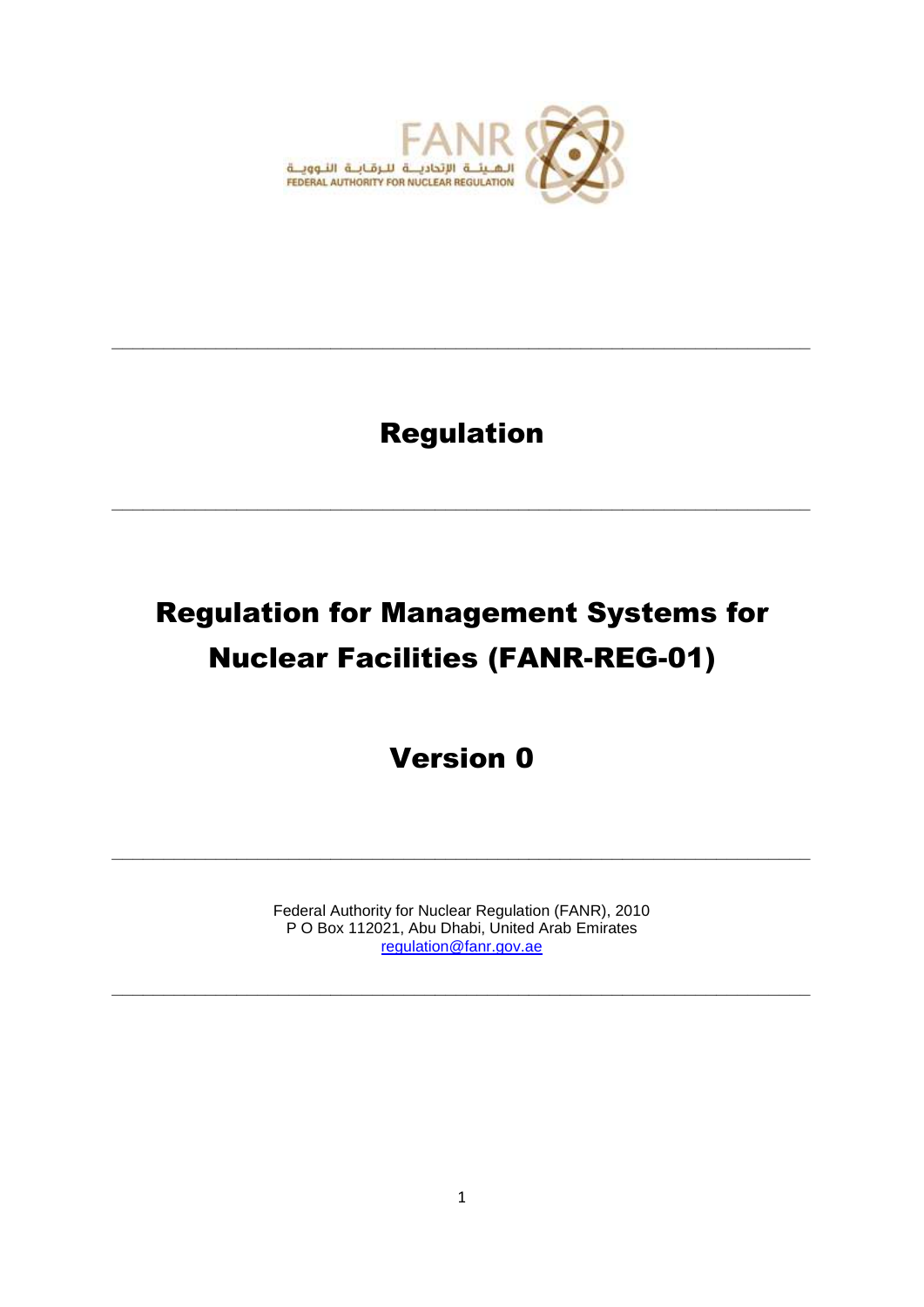FANR

الهيئة الإتحادية للرقابة النووية

FEDERAL AUTHORITY FOR NUCLEAR REGULATION

---

# Regulation

---

# Regulation for Management Systems for Nuclear Facilities (FANR-REG-01)

## Version 0

---

Federal Authority for Nuclear Regulation (FANR), 2010
P O Box 112021, Abu Dhabi, United Arab Emirates
regulation@fanr.gov.ae

---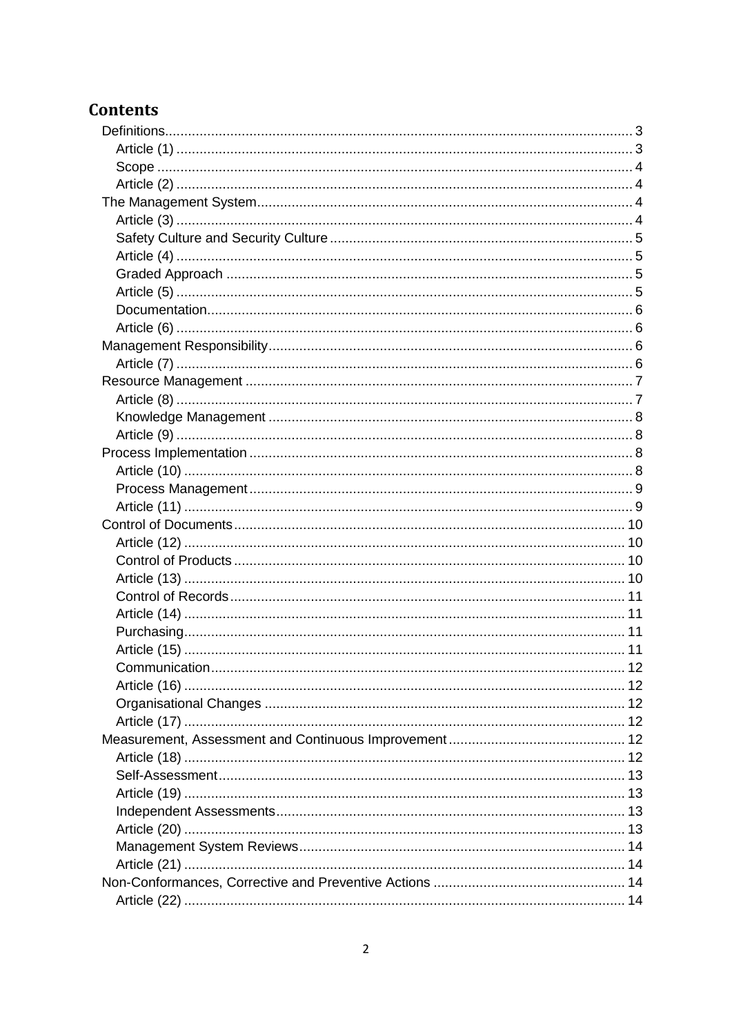# Contents

- Definitions ... 3
  - Article (1) ... 3
  - Scope ... 4
  - Article (2) ... 4
- The Management System ... 4
  - Article (3) ... 4
  - Safety Culture and Security Culture ... 5
  - Article (4) ... 5
  - Graded Approach ... 5
  - Article (5) ... 5
  - Documentation ... 6
  - Article (6) ... 6
- Management Responsibility ... 6
  - Article (7) ... 6
- Resource Management ... 7
  - Article (8) ... 7
  - Knowledge Management ... 8
  - Article (9) ... 8
- Process Implementation ... 8
  - Article (10) ... 8
  - Process Management ... 9
  - Article (11) ... 9
- Control of Documents ... 10
  - Article (12) ... 10
  - Control of Products ... 10
  - Article (13) ... 10
  - Control of Records ... 11
  - Article (14) ... 11
  - Purchasing ... 11
  - Article (15) ... 11
  - Communication ... 12
  - Article (16) ... 12
  - Organisational Changes ... 12
  - Article (17) ... 12
- Measurement, Assessment and Continuous Improvement ... 12
  - Article (18) ... 12
  - Self-Assessment ... 13
  - Article (19) ... 13
  - Independent Assessments ... 13
  - Article (20) ... 13
  - Management System Reviews ... 14
  - Article (21) ... 14
- Non-Conformances, Corrective and Preventive Actions ... 14
  - Article (22) ... 14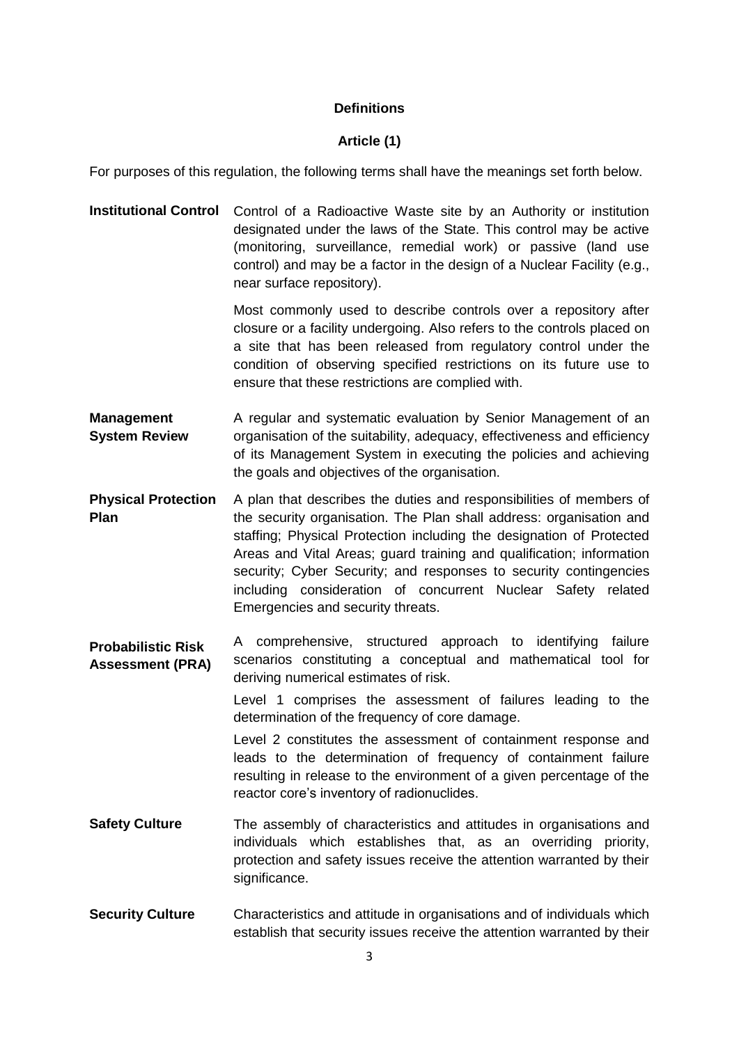**Definitions**

**Article (1)**

For purposes of this regulation, the following terms shall have the meanings set forth below.

**Institutional Control** Control of a Radioactive Waste site by an Authority or institution designated under the laws of the State. This control may be active (monitoring, surveillance, remedial work) or passive (land use control) and may be a factor in the design of a Nuclear Facility (e.g., near surface repository).

Most commonly used to describe controls over a repository after closure or a facility undergoing. Also refers to the controls placed on a site that has been released from regulatory control under the condition of observing specified restrictions on its future use to ensure that these restrictions are complied with.

**Management System Review** A regular and systematic evaluation by Senior Management of an organisation of the suitability, adequacy, effectiveness and efficiency of its Management System in executing the policies and achieving the goals and objectives of the organisation.

**Physical Protection Plan** A plan that describes the duties and responsibilities of members of the security organisation. The Plan shall address: organisation and staffing; Physical Protection including the designation of Protected Areas and Vital Areas; guard training and qualification; information security; Cyber Security; and responses to security contingencies including consideration of concurrent Nuclear Safety related Emergencies and security threats.

**Probabilistic Risk Assessment (PRA)** A comprehensive, structured approach to identifying failure scenarios constituting a conceptual and mathematical tool for deriving numerical estimates of risk.

Level 1 comprises the assessment of failures leading to the determination of the frequency of core damage.

Level 2 constitutes the assessment of containment response and leads to the determination of frequency of containment failure resulting in release to the environment of a given percentage of the reactor core's inventory of radionuclides.

**Safety Culture** The assembly of characteristics and attitudes in organisations and individuals which establishes that, as an overriding priority, protection and safety issues receive the attention warranted by their significance.

**Security Culture** Characteristics and attitude in organisations and of individuals which establish that security issues receive the attention warranted by their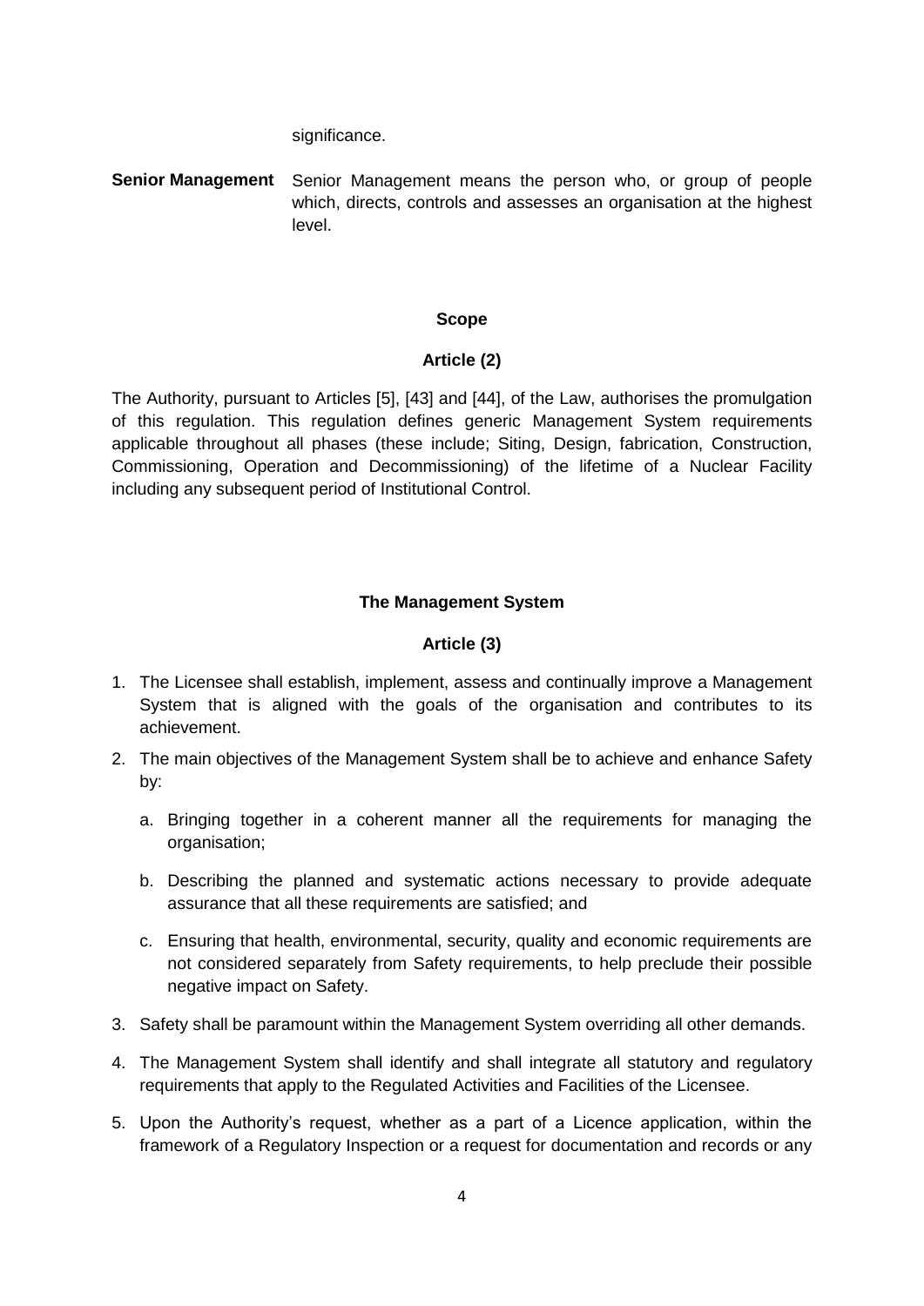significance.

**Senior Management** Senior Management means the person who, or group of people which, directs, controls and assesses an organisation at the highest level.

## Scope

### Article (2)

The Authority, pursuant to Articles [5], [43] and [44], of the Law, authorises the promulgation of this regulation. This regulation defines generic Management System requirements applicable throughout all phases (these include; Siting, Design, fabrication, Construction, Commissioning, Operation and Decommissioning) of the lifetime of a Nuclear Facility including any subsequent period of Institutional Control.

## The Management System

### Article (3)

1. The Licensee shall establish, implement, assess and continually improve a Management System that is aligned with the goals of the organisation and contributes to its achievement.
2. The main objectives of the Management System shall be to achieve and enhance Safety by:
   a. Bringing together in a coherent manner all the requirements for managing the organisation;
   b. Describing the planned and systematic actions necessary to provide adequate assurance that all these requirements are satisfied; and
   c. Ensuring that health, environmental, security, quality and economic requirements are not considered separately from Safety requirements, to help preclude their possible negative impact on Safety.
3. Safety shall be paramount within the Management System overriding all other demands.
4. The Management System shall identify and shall integrate all statutory and regulatory requirements that apply to the Regulated Activities and Facilities of the Licensee.
5. Upon the Authority's request, whether as a part of a Licence application, within the framework of a Regulatory Inspection or a request for documentation and records or any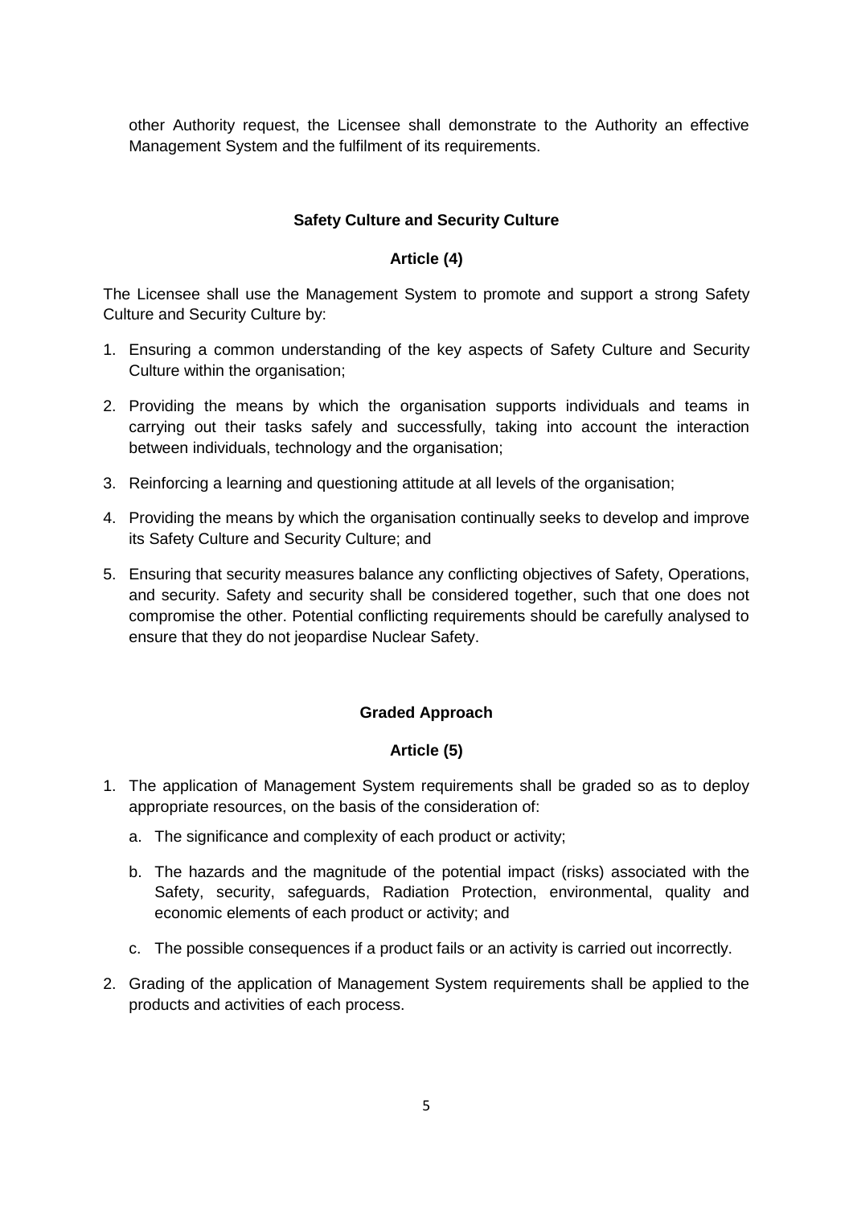other Authority request, the Licensee shall demonstrate to the Authority an effective Management System and the fulfilment of its requirements.

**Safety Culture and Security Culture**

**Article (4)**

The Licensee shall use the Management System to promote and support a strong Safety Culture and Security Culture by:

1. Ensuring a common understanding of the key aspects of Safety Culture and Security Culture within the organisation;
2. Providing the means by which the organisation supports individuals and teams in carrying out their tasks safely and successfully, taking into account the interaction between individuals, technology and the organisation;
3. Reinforcing a learning and questioning attitude at all levels of the organisation;
4. Providing the means by which the organisation continually seeks to develop and improve its Safety Culture and Security Culture; and
5. Ensuring that security measures balance any conflicting objectives of Safety, Operations, and security. Safety and security shall be considered together, such that one does not compromise the other. Potential conflicting requirements should be carefully analysed to ensure that they do not jeopardise Nuclear Safety.

**Graded Approach**

**Article (5)**

1. The application of Management System requirements shall be graded so as to deploy appropriate resources, on the basis of the consideration of:
   a. The significance and complexity of each product or activity;
   b. The hazards and the magnitude of the potential impact (risks) associated with the Safety, security, safeguards, Radiation Protection, environmental, quality and economic elements of each product or activity; and
   c. The possible consequences if a product fails or an activity is carried out incorrectly.
2. Grading of the application of Management System requirements shall be applied to the products and activities of each process.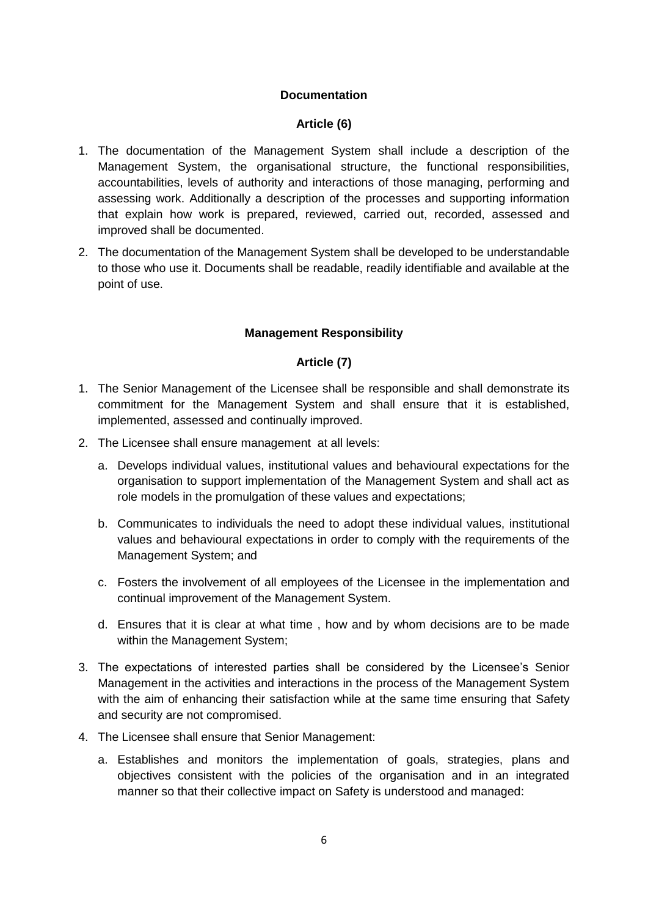**Documentation**

**Article (6)**

1. The documentation of the Management System shall include a description of the Management System, the organisational structure, the functional responsibilities, accountabilities, levels of authority and interactions of those managing, performing and assessing work. Additionally a description of the processes and supporting information that explain how work is prepared, reviewed, carried out, recorded, assessed and improved shall be documented.
2. The documentation of the Management System shall be developed to be understandable to those who use it. Documents shall be readable, readily identifiable and available at the point of use.

**Management Responsibility**

**Article (7)**

1. The Senior Management of the Licensee shall be responsible and shall demonstrate its commitment for the Management System and shall ensure that it is established, implemented, assessed and continually improved.
2. The Licensee shall ensure management at all levels:
   a. Develops individual values, institutional values and behavioural expectations for the organisation to support implementation of the Management System and shall act as role models in the promulgation of these values and expectations;
   b. Communicates to individuals the need to adopt these individual values, institutional values and behavioural expectations in order to comply with the requirements of the Management System; and
   c. Fosters the involvement of all employees of the Licensee in the implementation and continual improvement of the Management System.
   d. Ensures that it is clear at what time , how and by whom decisions are to be made within the Management System;
3. The expectations of interested parties shall be considered by the Licensee's Senior Management in the activities and interactions in the process of the Management System with the aim of enhancing their satisfaction while at the same time ensuring that Safety and security are not compromised.
4. The Licensee shall ensure that Senior Management:
   a. Establishes and monitors the implementation of goals, strategies, plans and objectives consistent with the policies of the organisation and in an integrated manner so that their collective impact on Safety is understood and managed: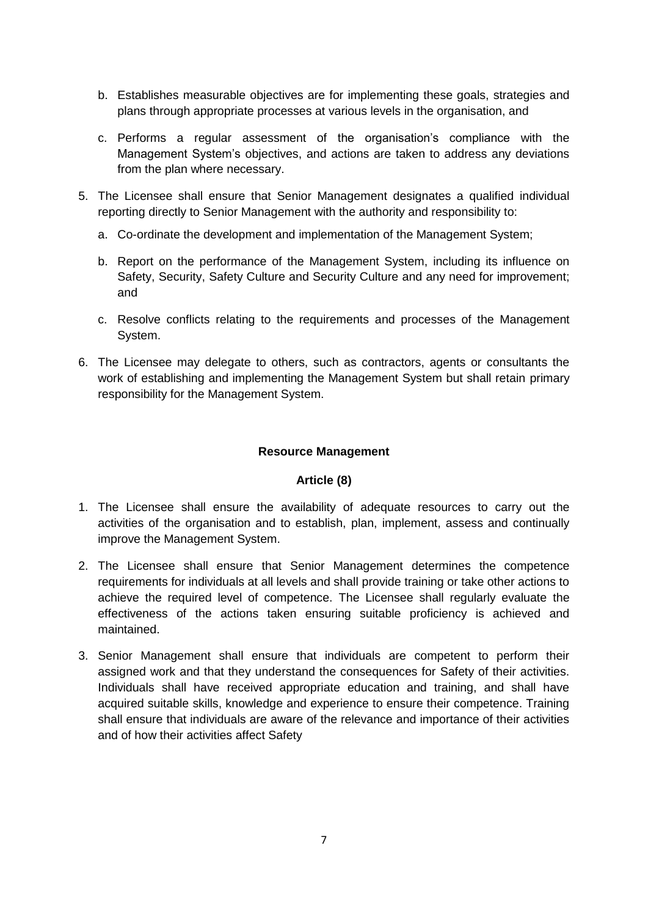b. Establishes measurable objectives are for implementing these goals, strategies and plans through appropriate processes at various levels in the organisation, and

c. Performs a regular assessment of the organisation's compliance with the Management System's objectives, and actions are taken to address any deviations from the plan where necessary.

5. The Licensee shall ensure that Senior Management designates a qualified individual reporting directly to Senior Management with the authority and responsibility to:

   a. Co-ordinate the development and implementation of the Management System;

   b. Report on the performance of the Management System, including its influence on Safety, Security, Safety Culture and Security Culture and any need for improvement; and

   c. Resolve conflicts relating to the requirements and processes of the Management System.

6. The Licensee may delegate to others, such as contractors, agents or consultants the work of establishing and implementing the Management System but shall retain primary responsibility for the Management System.

**Resource Management**

**Article (8)**

1. The Licensee shall ensure the availability of adequate resources to carry out the activities of the organisation and to establish, plan, implement, assess and continually improve the Management System.

2. The Licensee shall ensure that Senior Management determines the competence requirements for individuals at all levels and shall provide training or take other actions to achieve the required level of competence. The Licensee shall regularly evaluate the effectiveness of the actions taken ensuring suitable proficiency is achieved and maintained.

3. Senior Management shall ensure that individuals are competent to perform their assigned work and that they understand the consequences for Safety of their activities. Individuals shall have received appropriate education and training, and shall have acquired suitable skills, knowledge and experience to ensure their competence. Training shall ensure that individuals are aware of the relevance and importance of their activities and of how their activities affect Safety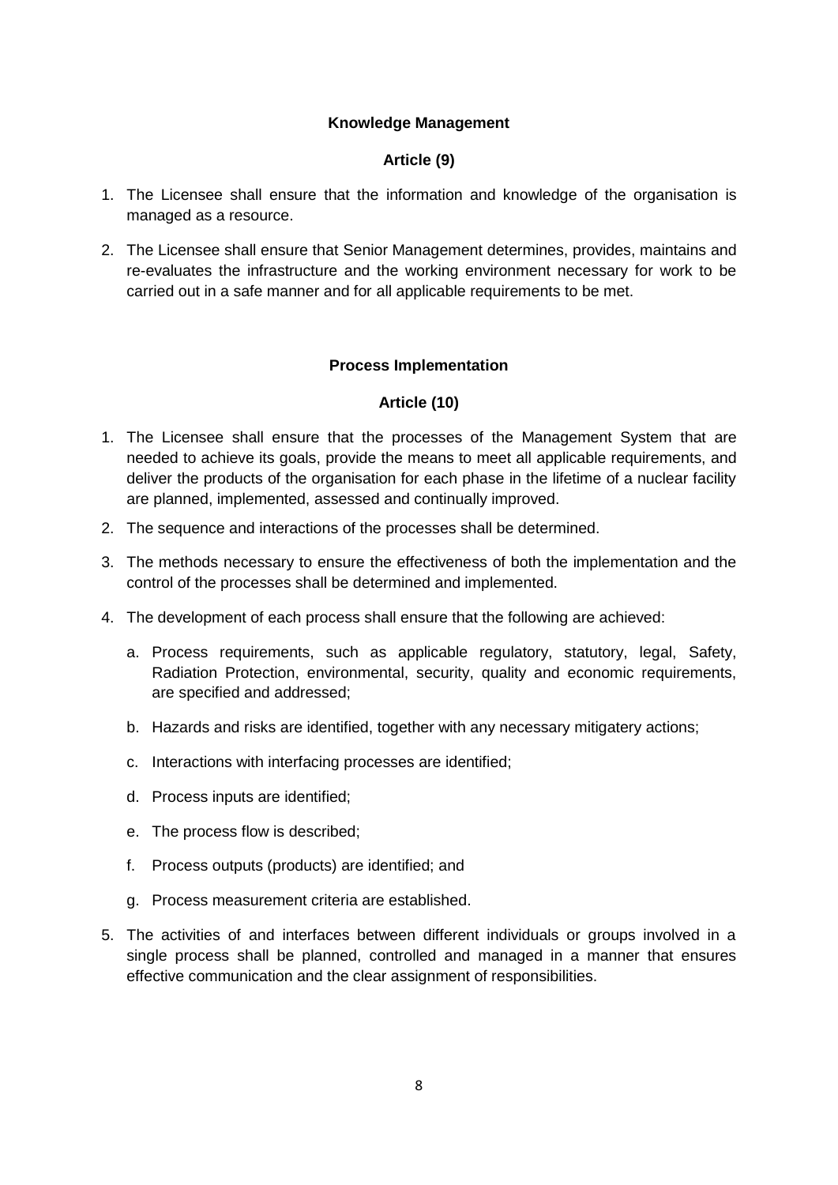**Knowledge Management**

**Article (9)**

1. The Licensee shall ensure that the information and knowledge of the organisation is managed as a resource.
2. The Licensee shall ensure that Senior Management determines, provides, maintains and re-evaluates the infrastructure and the working environment necessary for work to be carried out in a safe manner and for all applicable requirements to be met.

**Process Implementation**

**Article (10)**

1. The Licensee shall ensure that the processes of the Management System that are needed to achieve its goals, provide the means to meet all applicable requirements, and deliver the products of the organisation for each phase in the lifetime of a nuclear facility are planned, implemented, assessed and continually improved.
2. The sequence and interactions of the processes shall be determined.
3. The methods necessary to ensure the effectiveness of both the implementation and the control of the processes shall be determined and implemented.
4. The development of each process shall ensure that the following are achieved:
   a. Process requirements, such as applicable regulatory, statutory, legal, Safety, Radiation Protection, environmental, security, quality and economic requirements, are specified and addressed;
   b. Hazards and risks are identified, together with any necessary mitigatory actions;
   c. Interactions with interfacing processes are identified;
   d. Process inputs are identified;
   e. The process flow is described;
   f. Process outputs (products) are identified; and
   g. Process measurement criteria are established.
5. The activities of and interfaces between different individuals or groups involved in a single process shall be planned, controlled and managed in a manner that ensures effective communication and the clear assignment of responsibilities.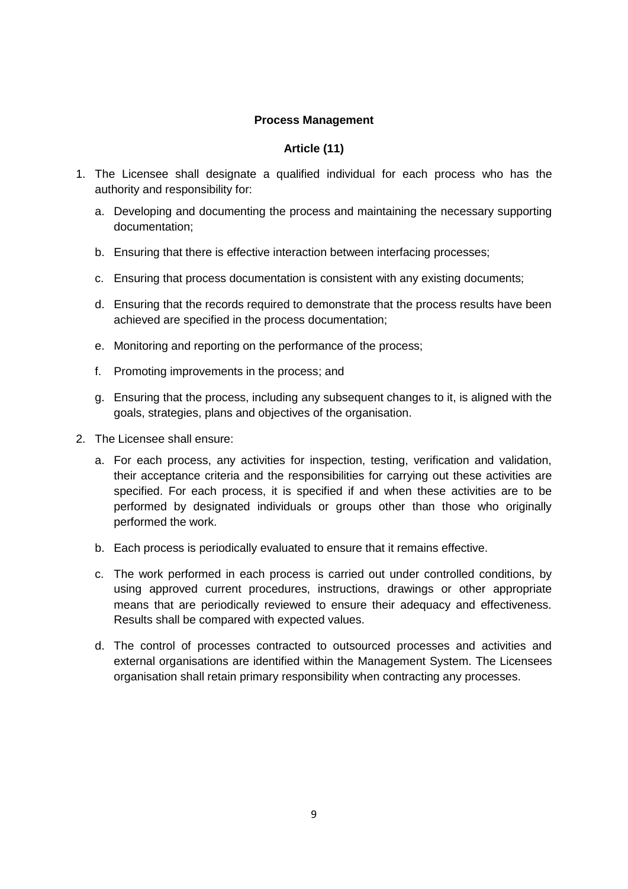**Process Management**

**Article (11)**

1. The Licensee shall designate a qualified individual for each process who has the authority and responsibility for:

   a. Developing and documenting the process and maintaining the necessary supporting documentation;

   b. Ensuring that there is effective interaction between interfacing processes;

   c. Ensuring that process documentation is consistent with any existing documents;

   d. Ensuring that the records required to demonstrate that the process results have been achieved are specified in the process documentation;

   e. Monitoring and reporting on the performance of the process;

   f. Promoting improvements in the process; and

   g. Ensuring that the process, including any subsequent changes to it, is aligned with the goals, strategies, plans and objectives of the organisation.

2. The Licensee shall ensure:

   a. For each process, any activities for inspection, testing, verification and validation, their acceptance criteria and the responsibilities for carrying out these activities are specified. For each process, it is specified if and when these activities are to be performed by designated individuals or groups other than those who originally performed the work.

   b. Each process is periodically evaluated to ensure that it remains effective.

   c. The work performed in each process is carried out under controlled conditions, by using approved current procedures, instructions, drawings or other appropriate means that are periodically reviewed to ensure their adequacy and effectiveness. Results shall be compared with expected values.

   d. The control of processes contracted to outsourced processes and activities and external organisations are identified within the Management System. The Licensees organisation shall retain primary responsibility when contracting any processes.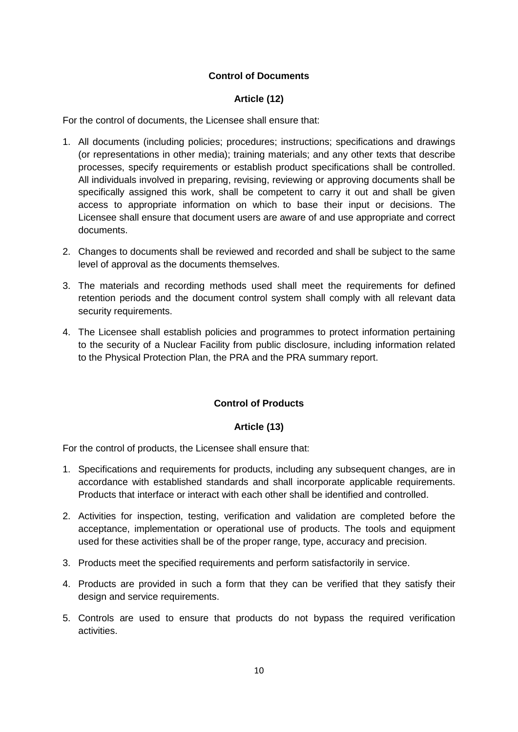## Control of Documents

### Article (12)

For the control of documents, the Licensee shall ensure that:

1. All documents (including policies; procedures; instructions; specifications and drawings (or representations in other media); training materials; and any other texts that describe processes, specify requirements or establish product specifications shall be controlled. All individuals involved in preparing, revising, reviewing or approving documents shall be specifically assigned this work, shall be competent to carry it out and shall be given access to appropriate information on which to base their input or decisions. The Licensee shall ensure that document users are aware of and use appropriate and correct documents.
2. Changes to documents shall be reviewed and recorded and shall be subject to the same level of approval as the documents themselves.
3. The materials and recording methods used shall meet the requirements for defined retention periods and the document control system shall comply with all relevant data security requirements.
4. The Licensee shall establish policies and programmes to protect information pertaining to the security of a Nuclear Facility from public disclosure, including information related to the Physical Protection Plan, the PRA and the PRA summary report.

## Control of Products

### Article (13)

For the control of products, the Licensee shall ensure that:

1. Specifications and requirements for products, including any subsequent changes, are in accordance with established standards and shall incorporate applicable requirements. Products that interface or interact with each other shall be identified and controlled.
2. Activities for inspection, testing, verification and validation are completed before the acceptance, implementation or operational use of products. The tools and equipment used for these activities shall be of the proper range, type, accuracy and precision.
3. Products meet the specified requirements and perform satisfactorily in service.
4. Products are provided in such a form that they can be verified that they satisfy their design and service requirements.
5. Controls are used to ensure that products do not bypass the required verification activities.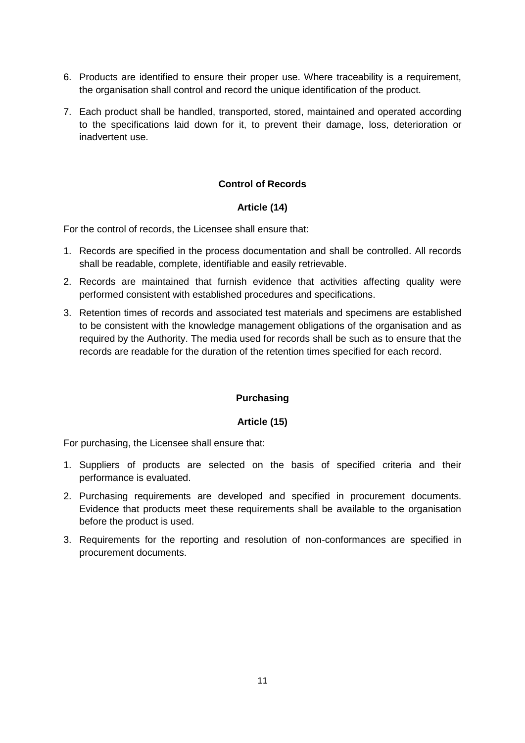6. Products are identified to ensure their proper use. Where traceability is a requirement, the organisation shall control and record the unique identification of the product.
7. Each product shall be handled, transported, stored, maintained and operated according to the specifications laid down for it, to prevent their damage, loss, deterioration or inadvertent use.

**Control of Records**

**Article (14)**

For the control of records, the Licensee shall ensure that:

1. Records are specified in the process documentation and shall be controlled. All records shall be readable, complete, identifiable and easily retrievable.
2. Records are maintained that furnish evidence that activities affecting quality were performed consistent with established procedures and specifications.
3. Retention times of records and associated test materials and specimens are established to be consistent with the knowledge management obligations of the organisation and as required by the Authority. The media used for records shall be such as to ensure that the records are readable for the duration of the retention times specified for each record.

**Purchasing**

**Article (15)**

For purchasing, the Licensee shall ensure that:

1. Suppliers of products are selected on the basis of specified criteria and their performance is evaluated.
2. Purchasing requirements are developed and specified in procurement documents. Evidence that products meet these requirements shall be available to the organisation before the product is used.
3. Requirements for the reporting and resolution of non-conformances are specified in procurement documents.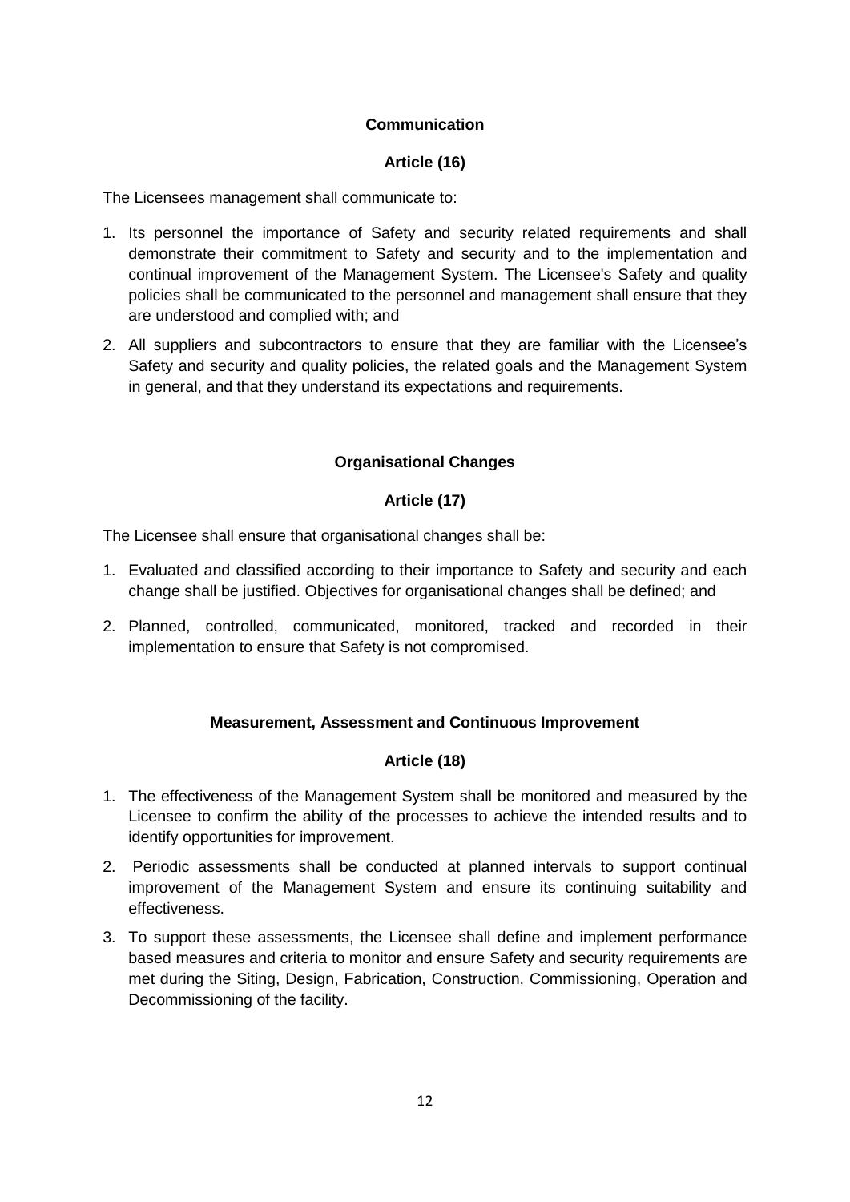**Communication**

**Article (16)**

The Licensees management shall communicate to:

1. Its personnel the importance of Safety and security related requirements and shall demonstrate their commitment to Safety and security and to the implementation and continual improvement of the Management System. The Licensee's Safety and quality policies shall be communicated to the personnel and management shall ensure that they are understood and complied with; and
2. All suppliers and subcontractors to ensure that they are familiar with the Licensee's Safety and security and quality policies, the related goals and the Management System in general, and that they understand its expectations and requirements.

**Organisational Changes**

**Article (17)**

The Licensee shall ensure that organisational changes shall be:

1. Evaluated and classified according to their importance to Safety and security and each change shall be justified. Objectives for organisational changes shall be defined; and
2. Planned, controlled, communicated, monitored, tracked and recorded in their implementation to ensure that Safety is not compromised.

**Measurement, Assessment and Continuous Improvement**

**Article (18)**

1. The effectiveness of the Management System shall be monitored and measured by the Licensee to confirm the ability of the processes to achieve the intended results and to identify opportunities for improvement.
2. Periodic assessments shall be conducted at planned intervals to support continual improvement of the Management System and ensure its continuing suitability and effectiveness.
3. To support these assessments, the Licensee shall define and implement performance based measures and criteria to monitor and ensure Safety and security requirements are met during the Siting, Design, Fabrication, Construction, Commissioning, Operation and Decommissioning of the facility.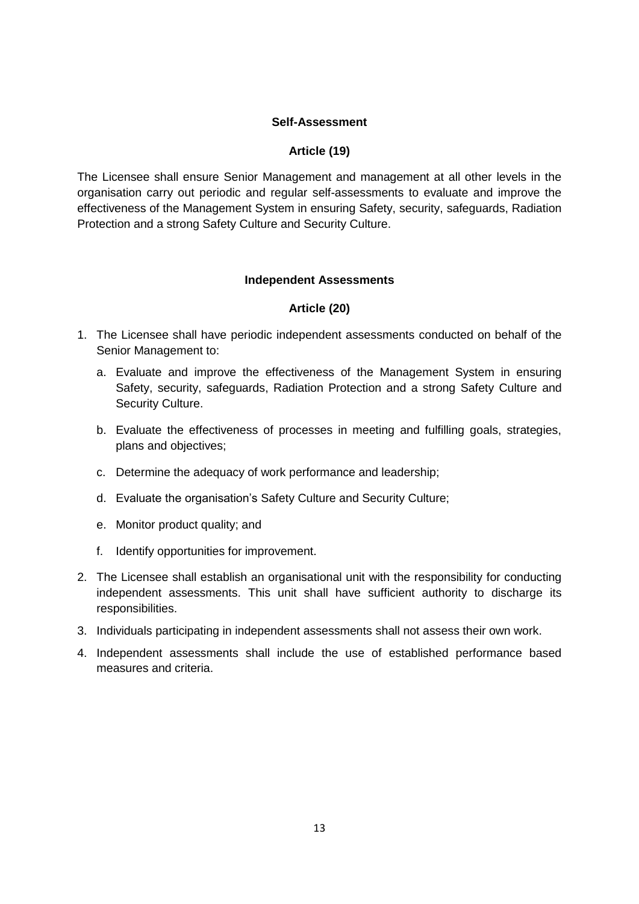**Self-Assessment**

**Article (19)**

The Licensee shall ensure Senior Management and management at all other levels in the organisation carry out periodic and regular self-assessments to evaluate and improve the effectiveness of the Management System in ensuring Safety, security, safeguards, Radiation Protection and a strong Safety Culture and Security Culture.

**Independent Assessments**

**Article (20)**

1. The Licensee shall have periodic independent assessments conducted on behalf of the Senior Management to:
   a. Evaluate and improve the effectiveness of the Management System in ensuring Safety, security, safeguards, Radiation Protection and a strong Safety Culture and Security Culture.
   b. Evaluate the effectiveness of processes in meeting and fulfilling goals, strategies, plans and objectives;
   c. Determine the adequacy of work performance and leadership;
   d. Evaluate the organisation's Safety Culture and Security Culture;
   e. Monitor product quality; and
   f. Identify opportunities for improvement.
2. The Licensee shall establish an organisational unit with the responsibility for conducting independent assessments. This unit shall have sufficient authority to discharge its responsibilities.
3. Individuals participating in independent assessments shall not assess their own work.
4. Independent assessments shall include the use of established performance based measures and criteria.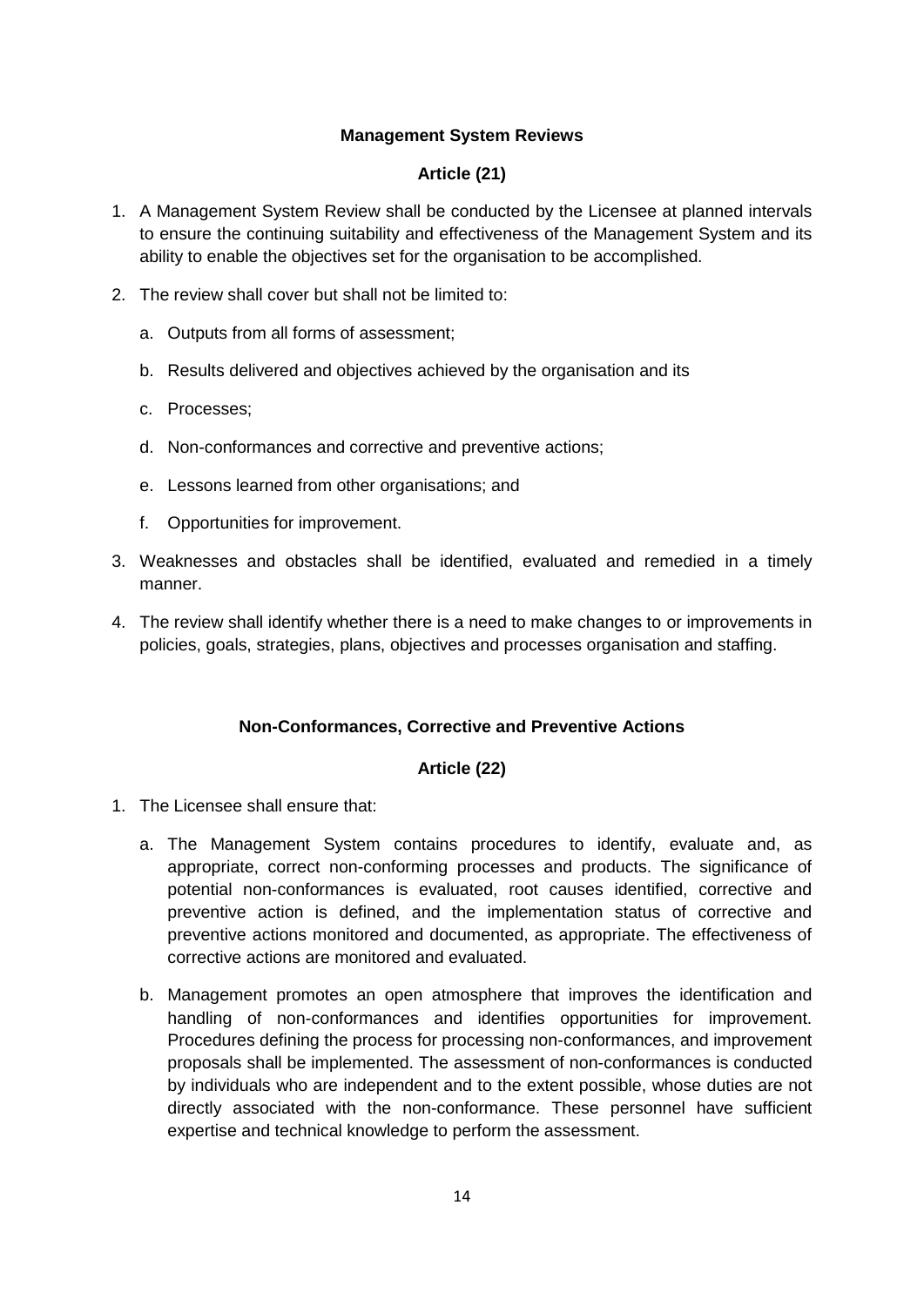**Management System Reviews**

**Article (21)**

1. A Management System Review shall be conducted by the Licensee at planned intervals to ensure the continuing suitability and effectiveness of the Management System and its ability to enable the objectives set for the organisation to be accomplished.

2. The review shall cover but shall not be limited to:

   a. Outputs from all forms of assessment;

   b. Results delivered and objectives achieved by the organisation and its

   c. Processes;

   d. Non-conformances and corrective and preventive actions;

   e. Lessons learned from other organisations; and

   f. Opportunities for improvement.

3. Weaknesses and obstacles shall be identified, evaluated and remedied in a timely manner.

4. The review shall identify whether there is a need to make changes to or improvements in policies, goals, strategies, plans, objectives and processes organisation and staffing.

**Non-Conformances, Corrective and Preventive Actions**

**Article (22)**

1. The Licensee shall ensure that:

   a. The Management System contains procedures to identify, evaluate and, as appropriate, correct non-conforming processes and products. The significance of potential non-conformances is evaluated, root causes identified, corrective and preventive action is defined, and the implementation status of corrective and preventive actions monitored and documented, as appropriate. The effectiveness of corrective actions are monitored and evaluated.

   b. Management promotes an open atmosphere that improves the identification and handling of non-conformances and identifies opportunities for improvement. Procedures defining the process for processing non-conformances, and improvement proposals shall be implemented. The assessment of non-conformances is conducted by individuals who are independent and to the extent possible, whose duties are not directly associated with the non-conformance. These personnel have sufficient expertise and technical knowledge to perform the assessment.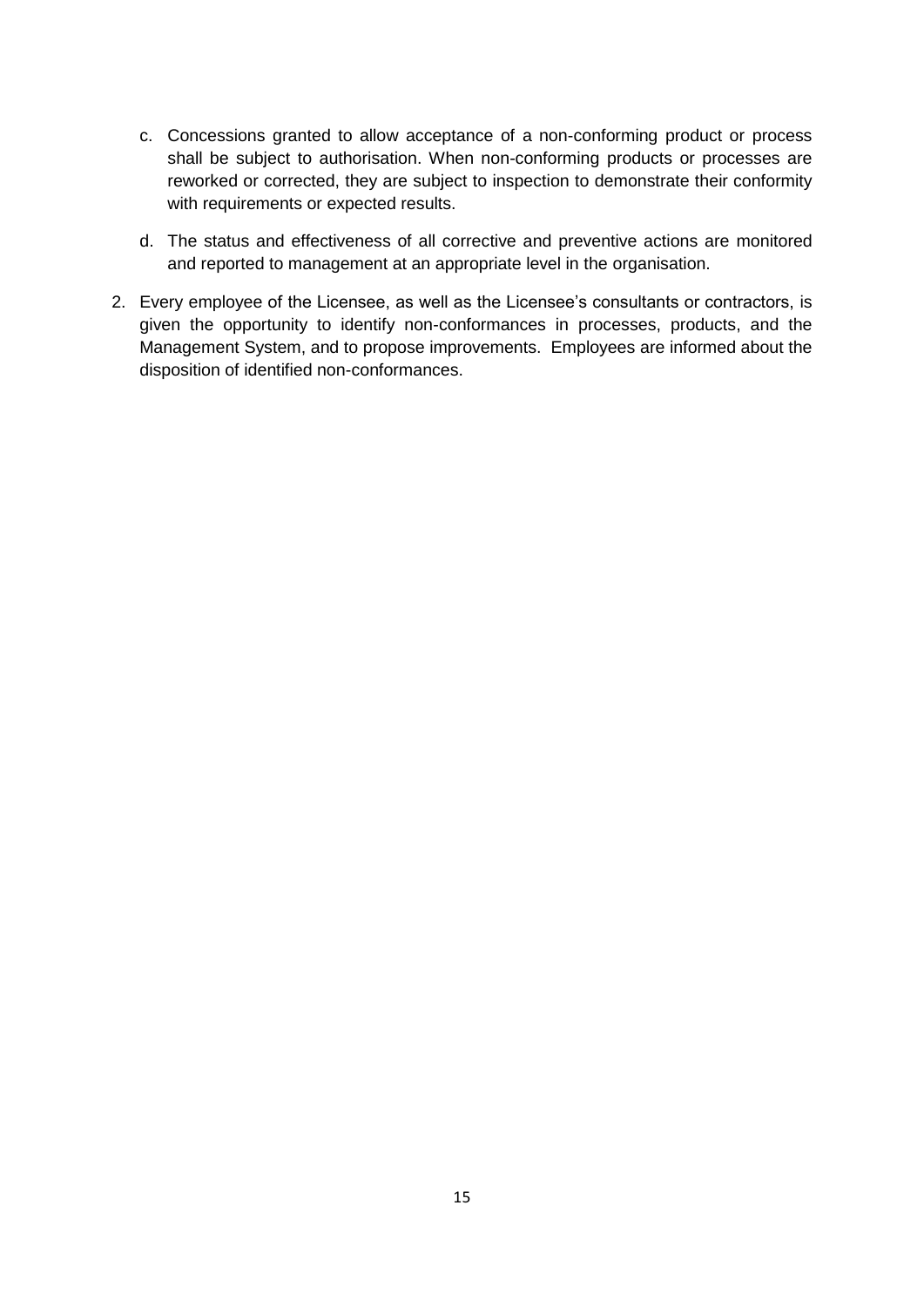c. Concessions granted to allow acceptance of a non-conforming product or process shall be subject to authorisation. When non-conforming products or processes are reworked or corrected, they are subject to inspection to demonstrate their conformity with requirements or expected results.

d. The status and effectiveness of all corrective and preventive actions are monitored and reported to management at an appropriate level in the organisation.

2. Every employee of the Licensee, as well as the Licensee's consultants or contractors, is given the opportunity to identify non-conformances in processes, products, and the Management System, and to propose improvements. Employees are informed about the disposition of identified non-conformances.